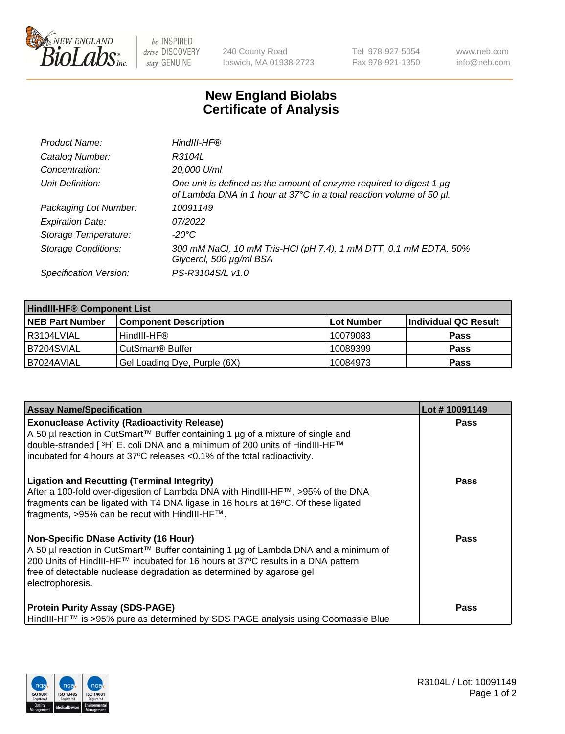NEW ENGLAND BioLabs Inc. — be INSPIRED drive DISCOVERY stay GENUINE

240 County Road
Ipswich, MA 01938-2723

Tel 978-927-5054
Fax 978-921-1350

www.neb.com
info@neb.com

# New England Biolabs
# Certificate of Analysis

| | |
|---|---|
| *Product Name:* | *HindIII-HF®* |
| *Catalog Number:* | *R3104L* |
| *Concentration:* | *20,000 U/ml* |
| *Unit Definition:* | *One unit is defined as the amount of enzyme required to digest 1 µg of Lambda DNA in 1 hour at 37°C in a total reaction volume of 50 µl.* |
| *Packaging Lot Number:* | *10091149* |
| *Expiration Date:* | *07/2022* |
| *Storage Temperature:* | *-20°C* |
| *Storage Conditions:* | *300 mM NaCl, 10 mM Tris-HCl (pH 7.4), 1 mM DTT, 0.1 mM EDTA, 50% Glycerol, 500 µg/ml BSA* |
| *Specification Version:* | *PS-R3104S/L v1.0* |

| **HindIII-HF® Component List** | | | |
|---|---|---|---|
| **NEB Part Number** | **Component Description** | **Lot Number** | **Individual QC Result** |
| R3104LVIAL | HindIII-HF® | 10079083 | **Pass** |
| B7204SVIAL | CutSmart® Buffer | 10089399 | **Pass** |
| B7024AVIAL | Gel Loading Dye, Purple (6X) | 10084973 | **Pass** |

| **Assay Name/Specification** | **Lot # 10091149** |
|---|---|
| **Exonuclease Activity (Radioactivity Release)**<br>A 50 µl reaction in CutSmart™ Buffer containing 1 µg of a mixture of single and double-stranded [ $^3$H] E. coli DNA and a minimum of 200 units of HindIII-HF™ incubated for 4 hours at 37ºC releases <0.1% of the total radioactivity. | **Pass** |
| **Ligation and Recutting (Terminal Integrity)**<br>After a 100-fold over-digestion of Lambda DNA with HindIII-HF™, >95% of the DNA fragments can be ligated with T4 DNA ligase in 16 hours at 16ºC. Of these ligated fragments, >95% can be recut with HindIII-HF™. | **Pass** |
| **Non-Specific DNase Activity (16 Hour)**<br>A 50 µl reaction in CutSmart™ Buffer containing 1 µg of Lambda DNA and a minimum of 200 Units of HindIII-HF™ incubated for 16 hours at 37ºC results in a DNA pattern free of detectable nuclease degradation as determined by agarose gel electrophoresis. | **Pass** |
| **Protein Purity Assay (SDS-PAGE)**<br>HindIII-HF™ is >95% pure as determined by SDS PAGE analysis using Coomassie Blue | **Pass** |

R3104L / Lot: 10091149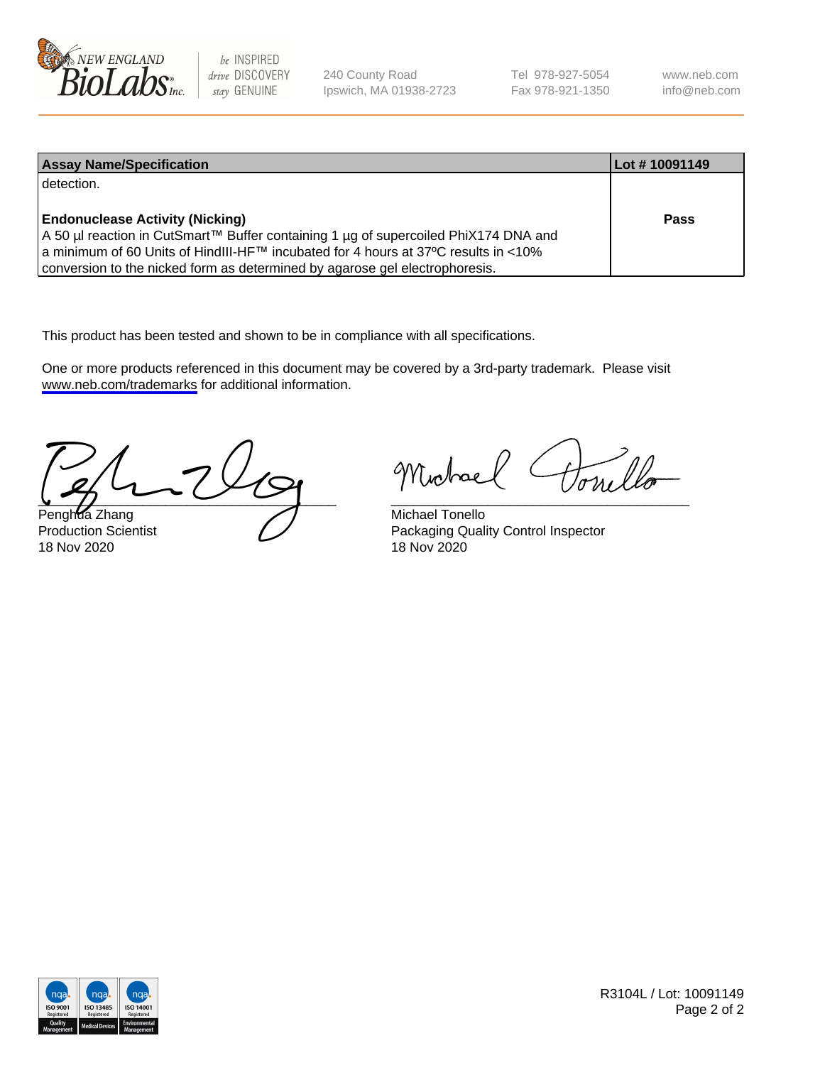| Assay Name/Specification | Lot # 10091149 |
| --- | --- |
| detection. | |
| **Endonuclease Activity (Nicking)**<br>A 50 µl reaction in CutSmart™ Buffer containing 1 µg of supercoiled PhiX174 DNA and a minimum of 60 Units of HindIII-HF™ incubated for 4 hours at 37ºC results in <10% conversion to the nicked form as determined by agarose gel electrophoresis. | **Pass** |

This product has been tested and shown to be in compliance with all specifications.

One or more products referenced in this document may be covered by a 3rd-party trademark. Please visit www.neb.com/trademarks for additional information.

Penghua Zhang
Production Scientist
18 Nov 2020

Michael Tonello
Packaging Quality Control Inspector
18 Nov 2020

R3104L / Lot: 10091149